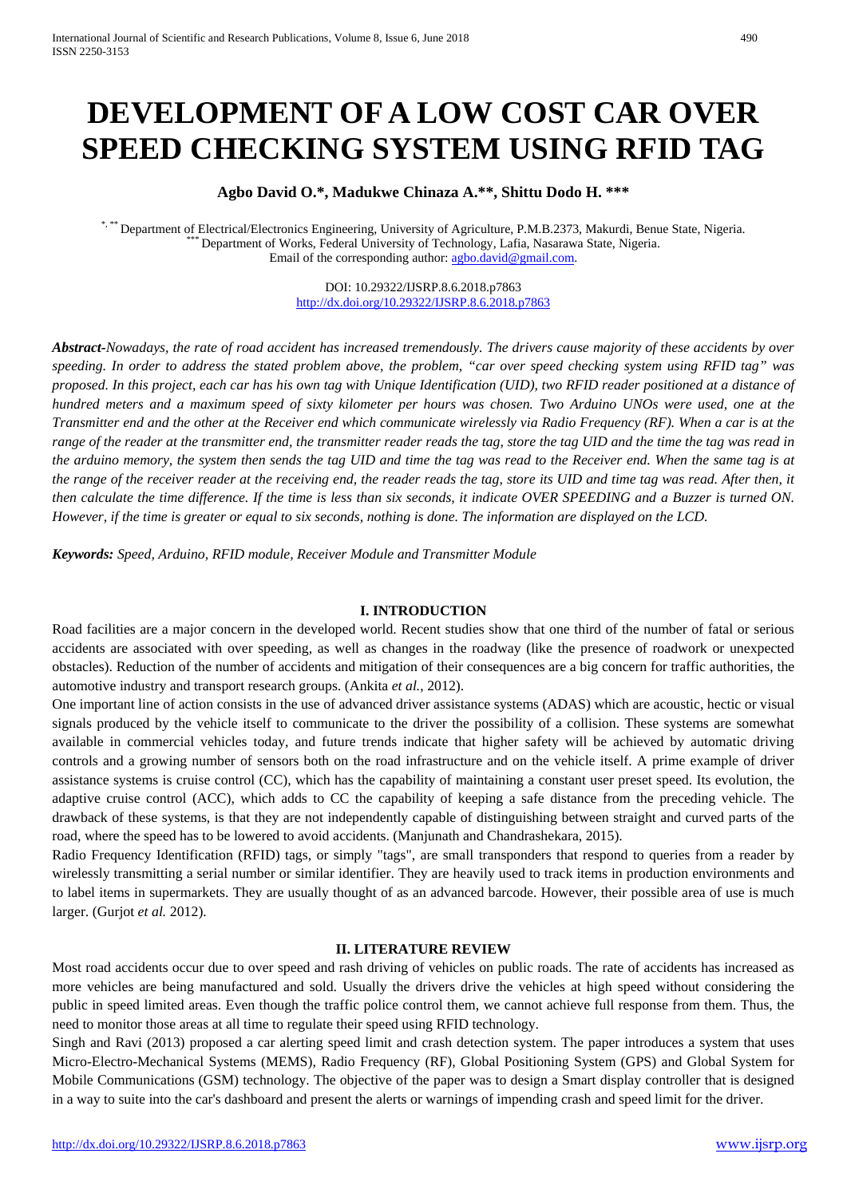# DEVELOPMENT OF A LOW COST CAR OVER SPEED CHECKING SYSTEM USING RFID TAG

**Agbo David O.\*, Madukwe Chinaza A.\*\*, Shittu Dodo H. \*\*\***

[\*, \*\*] Department of Electrical/Electronics Engineering, University of Agriculture, P.M.B.2373, Makurdi, Benue State, Nigeria.
[\*\*\*] Department of Works, Federal University of Technology, Lafia, Nasarawa State, Nigeria.
Email of the corresponding author: agbo.david@gmail.com.

DOI: 10.29322/IJSRP.8.6.2018.p7863
http://dx.doi.org/10.29322/IJSRP.8.6.2018.p7863

***Abstract-****Nowadays, the rate of road accident has increased tremendously. The drivers cause majority of these accidents by over speeding. In order to address the stated problem above, the problem, "car over speed checking system using RFID tag" was proposed. In this project, each car has his own tag with Unique Identification (UID), two RFID reader positioned at a distance of hundred meters and a maximum speed of sixty kilometer per hours was chosen. Two Arduino UNOs were used, one at the Transmitter end and the other at the Receiver end which communicate wirelessly via Radio Frequency (RF). When a car is at the range of the reader at the transmitter end, the transmitter reader reads the tag, store the tag UID and the time the tag was read in the arduino memory, the system then sends the tag UID and time the tag was read to the Receiver end. When the same tag is at the range of the receiver reader at the receiving end, the reader reads the tag, store its UID and time tag was read. After then, it then calculate the time difference. If the time is less than six seconds, it indicate OVER SPEEDING and a Buzzer is turned ON. However, if the time is greater or equal to six seconds, nothing is done. The information are displayed on the LCD.*

***Keywords:*** *Speed, Arduino, RFID module, Receiver Module and Transmitter Module*

## I. INTRODUCTION

Road facilities are a major concern in the developed world. Recent studies show that one third of the number of fatal or serious accidents are associated with over speeding, as well as changes in the roadway (like the presence of roadwork or unexpected obstacles). Reduction of the number of accidents and mitigation of their consequences are a big concern for traffic authorities, the automotive industry and transport research groups. (Ankita *et al.*, 2012).

One important line of action consists in the use of advanced driver assistance systems (ADAS) which are acoustic, hectic or visual signals produced by the vehicle itself to communicate to the driver the possibility of a collision. These systems are somewhat available in commercial vehicles today, and future trends indicate that higher safety will be achieved by automatic driving controls and a growing number of sensors both on the road infrastructure and on the vehicle itself. A prime example of driver assistance systems is cruise control (CC), which has the capability of maintaining a constant user preset speed. Its evolution, the adaptive cruise control (ACC), which adds to CC the capability of keeping a safe distance from the preceding vehicle. The drawback of these systems, is that they are not independently capable of distinguishing between straight and curved parts of the road, where the speed has to be lowered to avoid accidents. (Manjunath and Chandrashekara, 2015).

Radio Frequency Identification (RFID) tags, or simply "tags", are small transponders that respond to queries from a reader by wirelessly transmitting a serial number or similar identifier. They are heavily used to track items in production environments and to label items in supermarkets. They are usually thought of as an advanced barcode. However, their possible area of use is much larger. (Gurjot *et al.* 2012).

## II. LITERATURE REVIEW

Most road accidents occur due to over speed and rash driving of vehicles on public roads. The rate of accidents has increased as more vehicles are being manufactured and sold. Usually the drivers drive the vehicles at high speed without considering the public in speed limited areas. Even though the traffic police control them, we cannot achieve full response from them. Thus, the need to monitor those areas at all time to regulate their speed using RFID technology.

Singh and Ravi (2013) proposed a car alerting speed limit and crash detection system. The paper introduces a system that uses Micro-Electro-Mechanical Systems (MEMS), Radio Frequency (RF), Global Positioning System (GPS) and Global System for Mobile Communications (GSM) technology. The objective of the paper was to design a Smart display controller that is designed in a way to suite into the car's dashboard and present the alerts or warnings of impending crash and speed limit for the driver.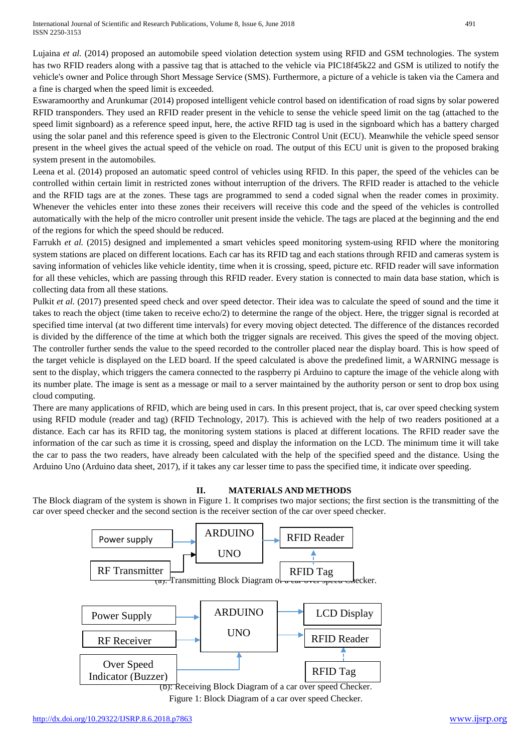Lujaina *et al.* (2014) proposed an automobile speed violation detection system using RFID and GSM technologies. The system has two RFID readers along with a passive tag that is attached to the vehicle via PIC18f45k22 and GSM is utilized to notify the vehicle's owner and Police through Short Message Service (SMS). Furthermore, a picture of a vehicle is taken via the Camera and a fine is charged when the speed limit is exceeded.

Eswaramoorthy and Arunkumar (2014) proposed intelligent vehicle control based on identification of road signs by solar powered RFID transponders. They used an RFID reader present in the vehicle to sense the vehicle speed limit on the tag (attached to the speed limit signboard) as a reference speed input, here, the active RFID tag is used in the signboard which has a battery charged using the solar panel and this reference speed is given to the Electronic Control Unit (ECU). Meanwhile the vehicle speed sensor present in the wheel gives the actual speed of the vehicle on road. The output of this ECU unit is given to the proposed braking system present in the automobiles.

Leena et al. (2014) proposed an automatic speed control of vehicles using RFID. In this paper, the speed of the vehicles can be controlled within certain limit in restricted zones without interruption of the drivers. The RFID reader is attached to the vehicle and the RFID tags are at the zones. These tags are programmed to send a coded signal when the reader comes in proximity. Whenever the vehicles enter into these zones their receivers will receive this code and the speed of the vehicles is controlled automatically with the help of the micro controller unit present inside the vehicle. The tags are placed at the beginning and the end of the regions for which the speed should be reduced.

Farrukh *et al.* (2015) designed and implemented a smart vehicles speed monitoring system-using RFID where the monitoring system stations are placed on different locations. Each car has its RFID tag and each stations through RFID and cameras system is saving information of vehicles like vehicle identity, time when it is crossing, speed, picture etc. RFID reader will save information for all these vehicles, which are passing through this RFID reader. Every station is connected to main data base station, which is collecting data from all these stations.

Pulkit *et al.* (2017) presented speed check and over speed detector. Their idea was to calculate the speed of sound and the time it takes to reach the object (time taken to receive echo/2) to determine the range of the object. Here, the trigger signal is recorded at specified time interval (at two different time intervals) for every moving object detected. The difference of the distances recorded is divided by the difference of the time at which both the trigger signals are received. This gives the speed of the moving object. The controller further sends the value to the speed recorded to the controller placed near the display board. This is how speed of the target vehicle is displayed on the LED board. If the speed calculated is above the predefined limit, a WARNING message is sent to the display, which triggers the camera connected to the raspberry pi Arduino to capture the image of the vehicle along with its number plate. The image is sent as a message or mail to a server maintained by the authority person or sent to drop box using cloud computing.

There are many applications of RFID, which are being used in cars. In this present project, that is, car over speed checking system using RFID module (reader and tag) (RFID Technology, 2017). This is achieved with the help of two readers positioned at a distance. Each car has its RFID tag, the monitoring system stations is placed at different locations. The RFID reader save the information of the car such as time it is crossing, speed and display the information on the LCD. The minimum time it will take the car to pass the two readers, have already been calculated with the help of the specified speed and the distance. Using the Arduino Uno (Arduino data sheet, 2017), if it takes any car lesser time to pass the specified time, it indicate over speeding.

## II. MATERIALS AND METHODS

The Block diagram of the system is shown in Figure 1. It comprises two major sections; the first section is the transmitting of the car over speed checker and the second section is the receiver section of the car over speed checker.

Power supply → ARDUINO UNO → RFID Reader ← RFID Tag
RF Transmitter → ARDUINO UNO

(a). Transmitting Block Diagram of a car over speed Checker.

Power Supply → ARDUINO UNO → LCD Display
RF Receiver → ARDUINO UNO → RFID Reader ← RFID Tag
Over Speed Indicator (Buzzer) → ARDUINO UNO

(b). Receiving Block Diagram of a car over speed Checker.

Figure 1: Block Diagram of a car over speed Checker.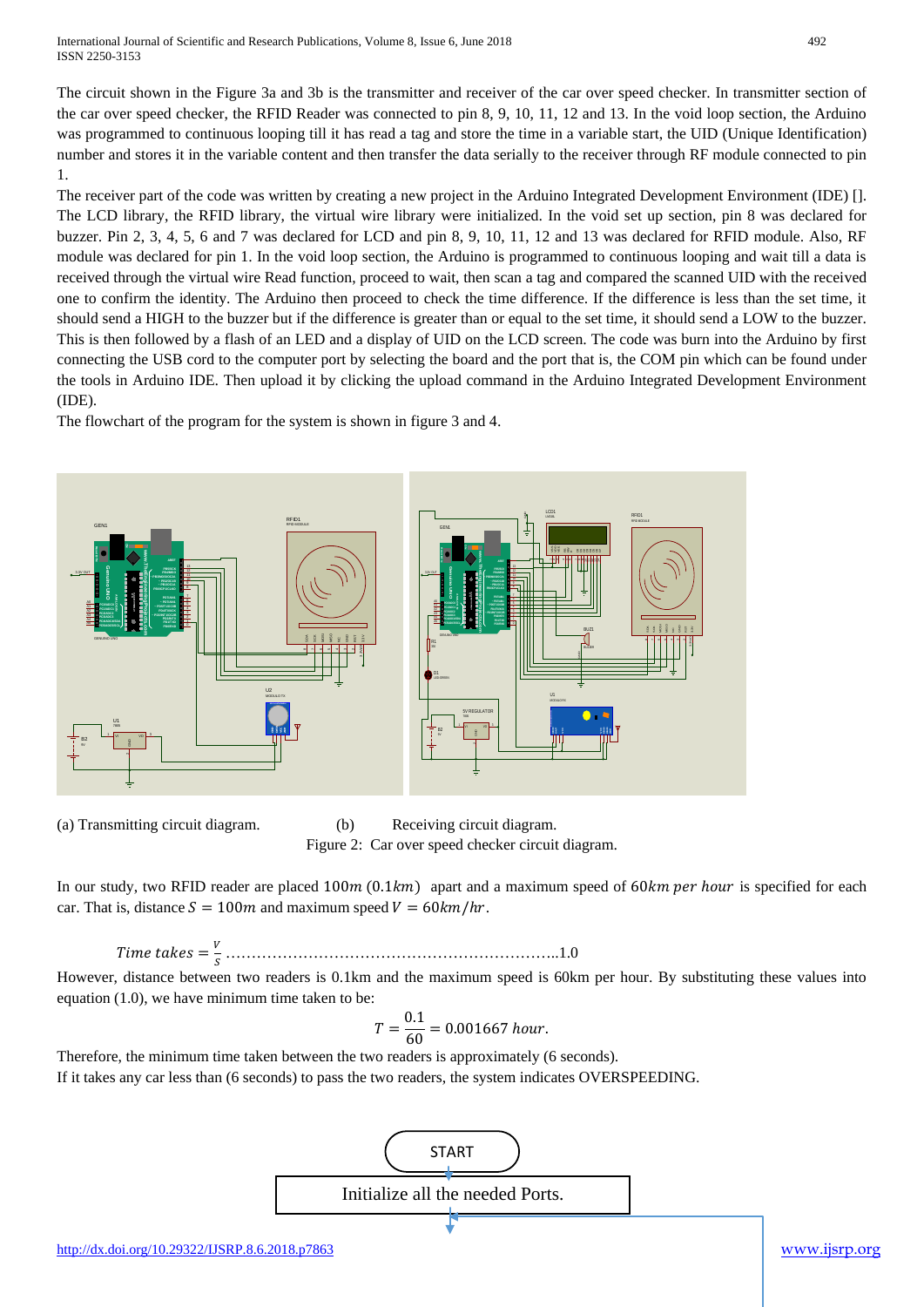The circuit shown in the Figure 3a and 3b is the transmitter and receiver of the car over speed checker. In transmitter section of the car over speed checker, the RFID Reader was connected to pin 8, 9, 10, 11, 12 and 13. In the void loop section, the Arduino was programmed to continuous looping till it has read a tag and store the time in a variable start, the UID (Unique Identification) number and stores it in the variable content and then transfer the data serially to the receiver through RF module connected to pin 1.

The receiver part of the code was written by creating a new project in the Arduino Integrated Development Environment (IDE) []. The LCD library, the RFID library, the virtual wire library were initialized. In the void set up section, pin 8 was declared for buzzer. Pin 2, 3, 4, 5, 6 and 7 was declared for LCD and pin 8, 9, 10, 11, 12 and 13 was declared for RFID module. Also, RF module was declared for pin 1. In the void loop section, the Arduino is programmed to continuous looping and wait till a data is received through the virtual wire Read function, proceed to wait, then scan a tag and compared the scanned UID with the received one to confirm the identity. The Arduino then proceed to check the time difference. If the difference is less than the set time, it should send a HIGH to the buzzer but if the difference is greater than or equal to the set time, it should send a LOW to the buzzer. This is then followed by a flash of an LED and a display of UID on the LCD screen. The code was burn into the Arduino by first connecting the USB cord to the computer port by selecting the board and the port that is, the COM pin which can be found under the tools in Arduino IDE. Then upload it by clicking the upload command in the Arduino Integrated Development Environment (IDE).

The flowchart of the program for the system is shown in figure 3 and 4.

(a) Transmitting circuit diagram. (b) Receiving circuit diagram.

Figure 2: Car over speed checker circuit diagram.

In our study, two RFID reader are placed $100m$ ($0.1km$) apart and a maximum speed of $60km\ per\ hour$ is specified for each car. That is, distance $S = 100m$ and maximum speed $V = 60km/hr$.

$$Time\ takes = \frac{V}{S} \quad \text{.......................................................}1.0$$

However, distance between two readers is 0.1km and the maximum speed is 60km per hour. By substituting these values into equation (1.0), we have minimum time taken to be:

$$T = \frac{0.1}{60} = 0.001667\ hour.$$

Therefore, the minimum time taken between the two readers is approximately (6 seconds).

If it takes any car less than (6 seconds) to pass the two readers, the system indicates OVERSPEEDING.

START

Initialize all the needed Ports.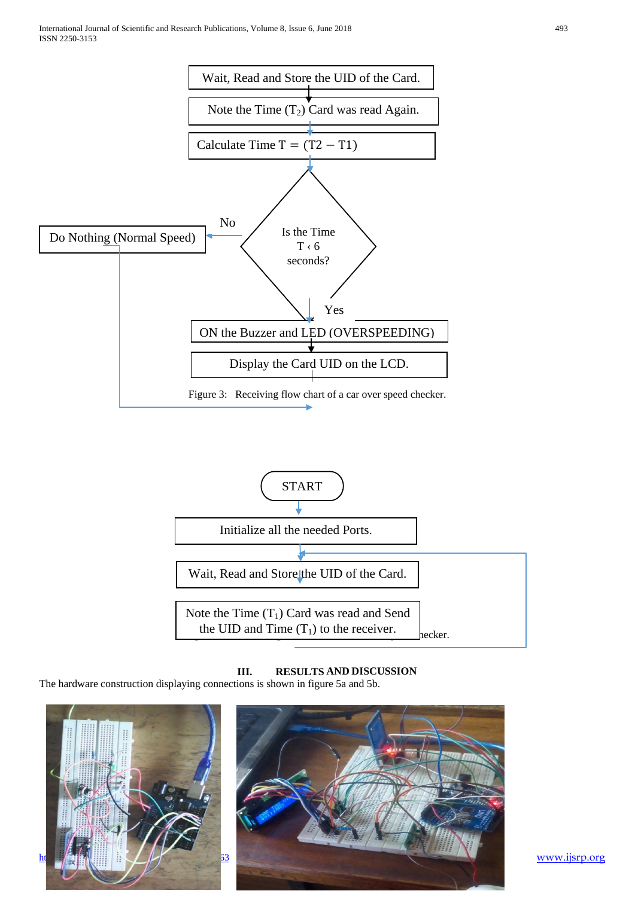Wait, Read and Store the UID of the Card.

Note the Time ($T_2$) Card was read Again.

Calculate Time $T = (T2 - T1)$

Is the Time $T < 6$ seconds?

No → Do Nothing (Normal Speed)

Yes → ON the Buzzer and LED (OVERSPEEDING)

Display the Card UID on the LCD.

Figure 3: Receiving flow chart of a car over speed checker.

START

Initialize all the needed Ports.

Wait, Read and Store the UID of the Card.

Note the Time ($T_1$) Card was read and Send the UID and Time ($T_1$) to the receiver.

## III. RESULTS AND DISCUSSION

The hardware construction displaying connections is shown in figure 5a and 5b.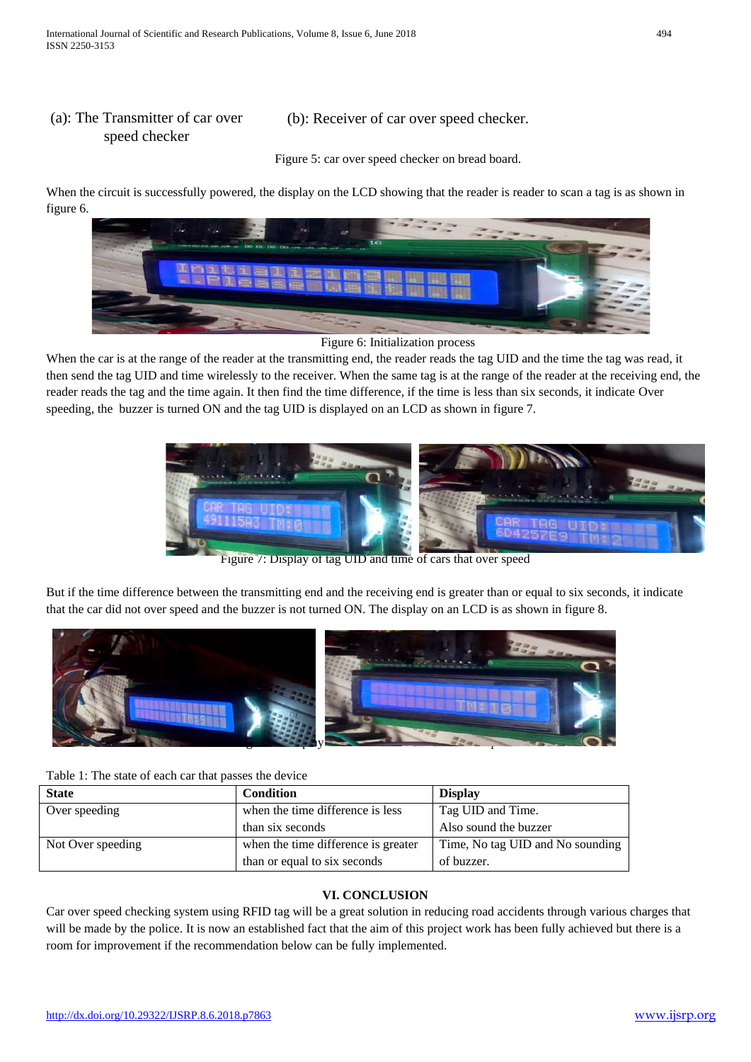(a): The Transmitter of car over speed checker

(b): Receiver of car over speed checker.

Figure 5: car over speed checker on bread board.

When the circuit is successfully powered, the display on the LCD showing that the reader is reader to scan a tag is as shown in figure 6.

Figure 6: Initialization process

When the car is at the range of the reader at the transmitting end, the reader reads the tag UID and the time the tag was read, it then send the tag UID and time wirelessly to the receiver. When the same tag is at the range of the reader at the receiving end, the reader reads the tag and the time again. It then find the time difference, if the time is less than six seconds, it indicate Over speeding, the buzzer is turned ON and the tag UID is displayed on an LCD as shown in figure 7.

Figure 7: Display of tag UID and time of cars that over speed

But if the time difference between the transmitting end and the receiving end is greater than or equal to six seconds, it indicate that the car did not over speed and the buzzer is not turned ON. The display on an LCD is as shown in figure 8.

Table 1: The state of each car that passes the device

| State | Condition | Display |
|---|---|---|
| Over speeding | when the time difference is less than six seconds | Tag UID and Time. Also sound the buzzer |
| Not Over speeding | when the time difference is greater than or equal to six seconds | Time, No tag UID and No sounding of buzzer. |

## VI. CONCLUSION

Car over speed checking system using RFID tag will be a great solution in reducing road accidents through various charges that will be made by the police. It is now an established fact that the aim of this project work has been fully achieved but there is a room for improvement if the recommendation below can be fully implemented.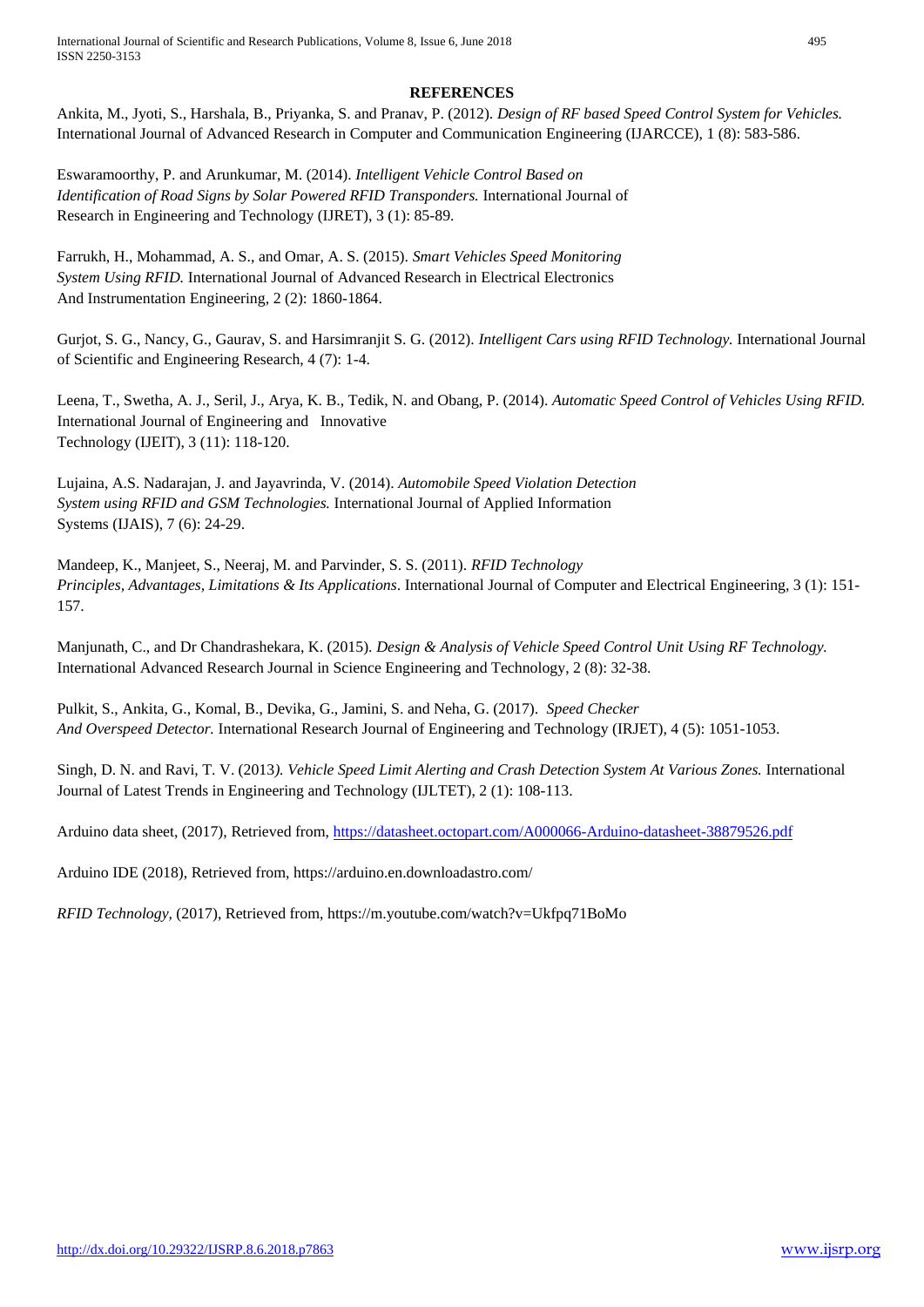## REFERENCES

Ankita, M., Jyoti, S., Harshala, B., Priyanka, S. and Pranav, P. (2012). *Design of RF based Speed Control System for Vehicles.* International Journal of Advanced Research in Computer and Communication Engineering (IJARCCE), 1 (8): 583-586.

Eswaramoorthy, P. and Arunkumar, M. (2014). *Intelligent Vehicle Control Based on Identification of Road Signs by Solar Powered RFID Transponders.* International Journal of Research in Engineering and Technology (IJRET), 3 (1): 85-89.

Farrukh, H., Mohammad, A. S., and Omar, A. S. (2015). *Smart Vehicles Speed Monitoring System Using RFID.* International Journal of Advanced Research in Electrical Electronics And Instrumentation Engineering, 2 (2): 1860-1864.

Gurjot, S. G., Nancy, G., Gaurav, S. and Harsimranjit S. G. (2012). *Intelligent Cars using RFID Technology.* International Journal of Scientific and Engineering Research, 4 (7): 1-4.

Leena, T., Swetha, A. J., Seril, J., Arya, K. B., Tedik, N. and Obang, P. (2014). *Automatic Speed Control of Vehicles Using RFID.* International Journal of Engineering and Innovative Technology (IJEIT), 3 (11): 118-120.

Lujaina, A.S. Nadarajan, J. and Jayavrinda, V. (2014). *Automobile Speed Violation Detection System using RFID and GSM Technologies.* International Journal of Applied Information Systems (IJAIS), 7 (6): 24-29.

Mandeep, K., Manjeet, S., Neeraj, M. and Parvinder, S. S. (2011). *RFID Technology Principles, Advantages, Limitations & Its Applications*. International Journal of Computer and Electrical Engineering, 3 (1): 151-157.

Manjunath, C., and Dr Chandrashekara, K. (2015). *Design & Analysis of Vehicle Speed Control Unit Using RF Technology.* International Advanced Research Journal in Science Engineering and Technology, 2 (8): 32-38.

Pulkit, S., Ankita, G., Komal, B., Devika, G., Jamini, S. and Neha, G. (2017). *Speed Checker And Overspeed Detector.* International Research Journal of Engineering and Technology (IRJET), 4 (5): 1051-1053.

Singh, D. N. and Ravi, T. V. (2013*). Vehicle Speed Limit Alerting and Crash Detection System At Various Zones.* International Journal of Latest Trends in Engineering and Technology (IJLTET), 2 (1): 108-113.

Arduino data sheet, (2017), Retrieved from, https://datasheet.octopart.com/A000066-Arduino-datasheet-38879526.pdf

Arduino IDE (2018), Retrieved from, https://arduino.en.downloadastro.com/

*RFID Technology,* (2017), Retrieved from, https://m.youtube.com/watch?v=Ukfpq71BoMo